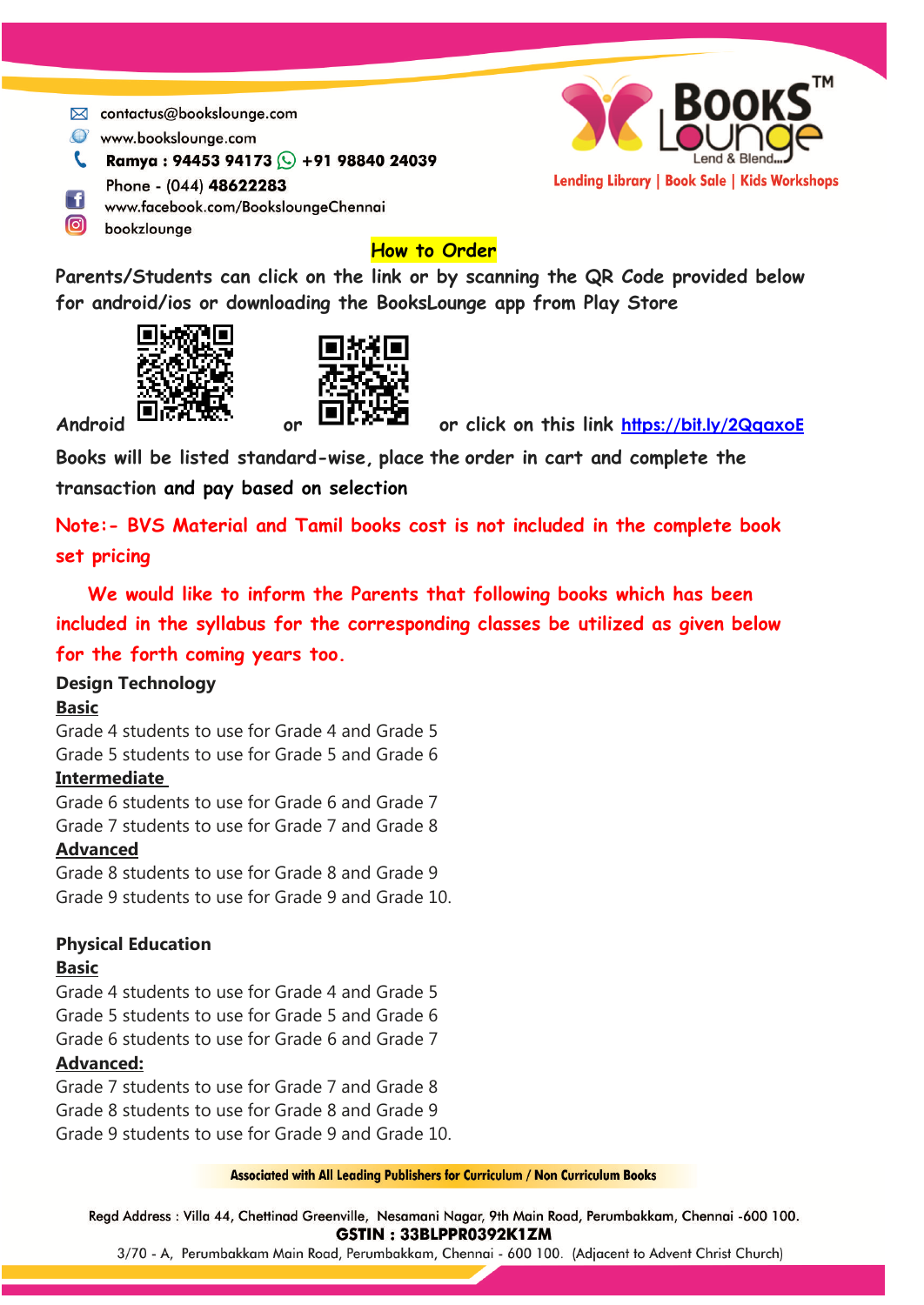contactus@bookslounge.com
www.bookslounge.com
**Ramya : 94453 94173** **+91 98840 24039**
Phone - (044) **48622283**
www.facebook.com/BookslounngeChennai
bookzlounge

**BooKS Lounge** Lend & Blend...
Lending Library | Book Sale | Kids Workshops

## How to Order

Parents/Students can click on the link or by scanning the QR Code provided below for android/ios or downloading the BooksLounge app from Play Store

Android or or click on this link https://bit.ly/2QqaxoE

Books will be listed standard-wise, place the order in cart and complete the transaction and pay based on selection

Note:- BVS Material and Tamil books cost is not included in the complete book set pricing

We would like to inform the Parents that following books which has been included in the syllabus for the corresponding classes be utilized as given below for the forth coming years too.

**Design Technology**

**Basic**

Grade 4 students to use for Grade 4 and Grade 5
Grade 5 students to use for Grade 5 and Grade 6

**Intermediate**

Grade 6 students to use for Grade 6 and Grade 7
Grade 7 students to use for Grade 7 and Grade 8

**Advanced**

Grade 8 students to use for Grade 8 and Grade 9
Grade 9 students to use for Grade 9 and Grade 10.

**Physical Education**

**Basic**

Grade 4 students to use for Grade 4 and Grade 5
Grade 5 students to use for Grade 5 and Grade 6
Grade 6 students to use for Grade 6 and Grade 7

**Advanced:**

Grade 7 students to use for Grade 7 and Grade 8
Grade 8 students to use for Grade 8 and Grade 9
Grade 9 students to use for Grade 9 and Grade 10.

**Associated with All Leading Publishers for Curriculum / Non Curriculum Books**

Regd Address : Villa 44, Chettinad Greenville, Nesamani Nagar, 9th Main Road, Perumbakkam, Chennai -600 100.
**GSTIN : 33BLPPR0392K1ZM**
3/70 - A, Perumbakkam Main Road, Perumbakkam, Chennai - 600 100. (Adjacent to Advent Christ Church)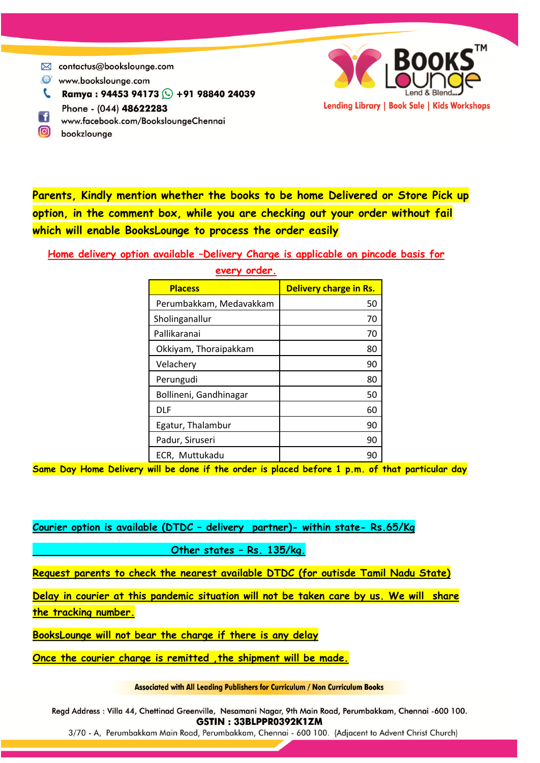contactus@bookslounge.com
www.bookslounge.com
**Ramya : 94453 94173 +91 98840 24039**
Phone - (044) **48622283**
www.facebook.com/BooksloungeChennai
bookzlounge

**BooksLounge™** Lend & Blend...
Lending Library | Book Sale | Kids Workshops

**Parents, Kindly mention whether the books to be home Delivered or Store Pick up option, in the comment box, while you are checking out your order without fail which will enable BooksLounge to process the order easily**

Home delivery option available –Delivery Charge is applicable on pincode basis for every order.

| Placess | Delivery charge in Rs. |
|---|---|
| Perumbakkam, Medavakkam | 50 |
| Sholinganallur | 70 |
| Pallikaranai | 70 |
| Okkiyam, Thoraipakkam | 80 |
| Velachery | 90 |
| Perungudi | 80 |
| Bollineni, Gandhinagar | 50 |
| DLF | 60 |
| Egatur, Thalambur | 90 |
| Padur, Siruseri | 90 |
| ECR, Muttukadu | 90 |

**Same Day Home Delivery will be done if the order is placed before 1 p.m. of that particular day**

Courier option is available (DTDC – delivery partner)- within state- Rs.65/Kg

Other states – Rs. 135/kg.

Request parents to check the nearest available DTDC (for outisde Tamil Nadu State)

Delay in courier at this pandemic situation will not be taken care by us. We will share the tracking number.

BooksLounge will not bear the charge if there is any delay

Once the courier charge is remitted ,the shipment will be made.

**Associated with All Leading Publishers for Curriculum / Non Curriculum Books**

Regd Address : Villa 44, Chettinad Greenville, Nesamani Nagar, 9th Main Road, Perumbakkam, Chennai -600 100.
**GSTIN : 33BLPPR0392K1ZM**
3/70 - A, Perumbakkam Main Road, Perumbakkam, Chennai - 600 100. (Adjacent to Advent Christ Church)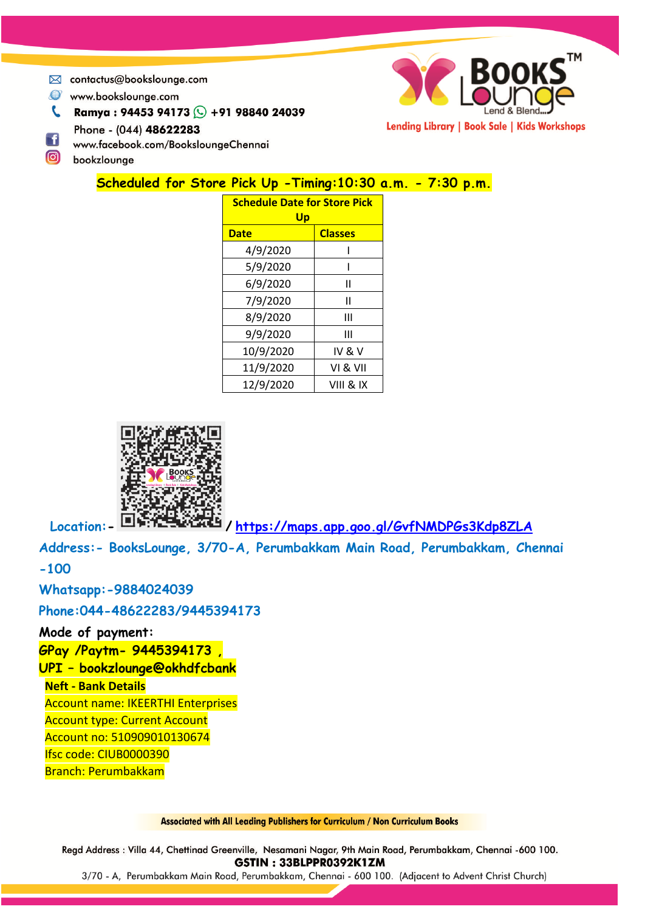contactus@bookslounge.com
www.bookslounge.com
**Ramya : 94453 94173** **+91 98840 24039**
Phone - (044) **48622283**
www.facebook.com/BookslougeChennai
bookzlounge

BooKS Lounge™ Lend & Blend...
Lending Library | Book Sale | Kids Workshops

## Scheduled for Store Pick Up -Timing:10:30 a.m. - 7:30 p.m.

| Schedule Date for Store Pick Up | |
|---|---|
| **Date** | **Classes** |
| 4/9/2020 | I |
| 5/9/2020 | I |
| 6/9/2020 | II |
| 7/9/2020 | II |
| 8/9/2020 | III |
| 9/9/2020 | III |
| 10/9/2020 | IV & V |
| 11/9/2020 | VI & VII |
| 12/9/2020 | VIII & IX |

Location:- / https://maps.app.goo.gl/GvfNMDPGs3Kdp8ZLA

Address:- BooksLounge, 3/70-A, Perumbakkam Main Road, Perumbakkam, Chennai -100

Whatsapp:-9884024039

Phone:044-48622283/9445394173

**Mode of payment:**

**GPay /Paytm- 9445394173 ,**

**UPI – bookzlounge@okhdfcbank**

**Neft - Bank Details**

Account name: IKEERTHI Enterprises

Account type: Current Account

Account no: 510909010130674

Ifsc code: CIUB0000390

Branch: Perumbakkam

**Associated with All Leading Publishers for Curriculum / Non Curriculum Books**

Regd Address : Villa 44, Chettinad Greenville, Nesamani Nagar, 9th Main Road, Perumbakkam, Chennai -600 100.

**GSTIN : 33BLPPR0392K1ZM**

3/70 - A, Perumbakkam Main Road, Perumbakkam, Chennai - 600 100. (Adjacent to Advent Christ Church)